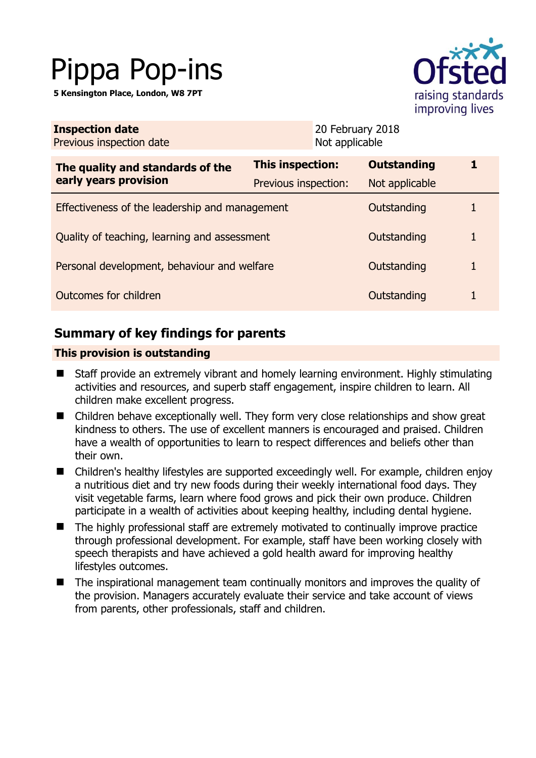# Pippa Pop-ins

**5 Kensington Place, London, W8 7PT**

| **Inspection date** | 20 February 2018 |
|---|---|
| Previous inspection date | Not applicable |

| **The quality and standards of the early years provision** | **This inspection:** | **Outstanding** | **1** |
|---|---|---|---|
| | Previous inspection: | Not applicable | |
| Effectiveness of the leadership and management | | Outstanding | 1 |
| Quality of teaching, learning and assessment | | Outstanding | 1 |
| Personal development, behaviour and welfare | | Outstanding | 1 |
| Outcomes for children | | Outstanding | 1 |

## Summary of key findings for parents

**This provision is outstanding**

- Staff provide an extremely vibrant and homely learning environment. Highly stimulating activities and resources, and superb staff engagement, inspire children to learn. All children make excellent progress.
- Children behave exceptionally well. They form very close relationships and show great kindness to others. The use of excellent manners is encouraged and praised. Children have a wealth of opportunities to learn to respect differences and beliefs other than their own.
- Children's healthy lifestyles are supported exceedingly well. For example, children enjoy a nutritious diet and try new foods during their weekly international food days. They visit vegetable farms, learn where food grows and pick their own produce. Children participate in a wealth of activities about keeping healthy, including dental hygiene.
- The highly professional staff are extremely motivated to continually improve practice through professional development. For example, staff have been working closely with speech therapists and have achieved a gold health award for improving healthy lifestyles outcomes.
- The inspirational management team continually monitors and improves the quality of the provision. Managers accurately evaluate their service and take account of views from parents, other professionals, staff and children.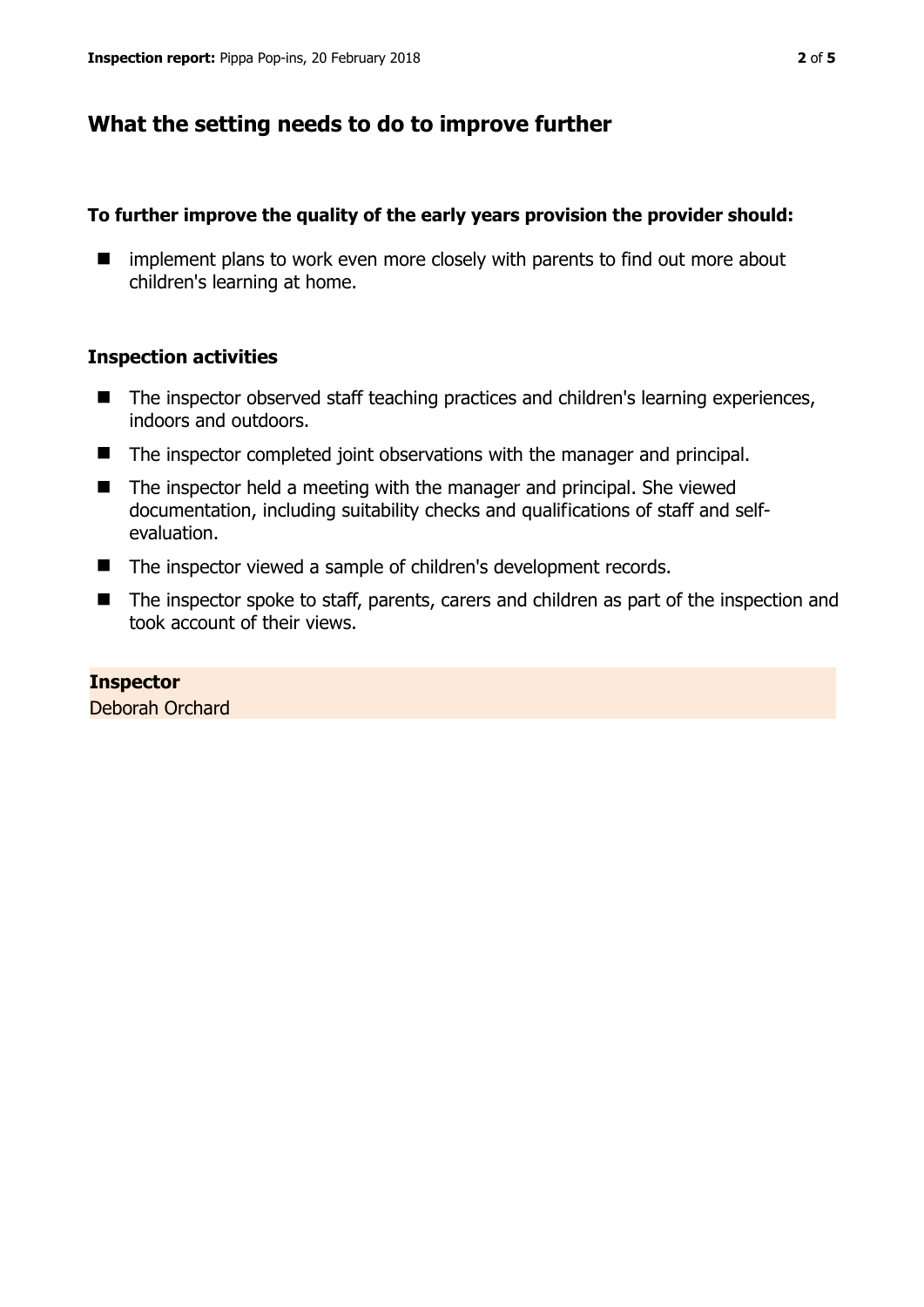## What the setting needs to do to improve further

**To further improve the quality of the early years provision the provider should:**

- implement plans to work even more closely with parents to find out more about children's learning at home.

### Inspection activities

- The inspector observed staff teaching practices and children's learning experiences, indoors and outdoors.
- The inspector completed joint observations with the manager and principal.
- The inspector held a meeting with the manager and principal. She viewed documentation, including suitability checks and qualifications of staff and self-evaluation.
- The inspector viewed a sample of children's development records.
- The inspector spoke to staff, parents, carers and children as part of the inspection and took account of their views.

**Inspector**
Deborah Orchard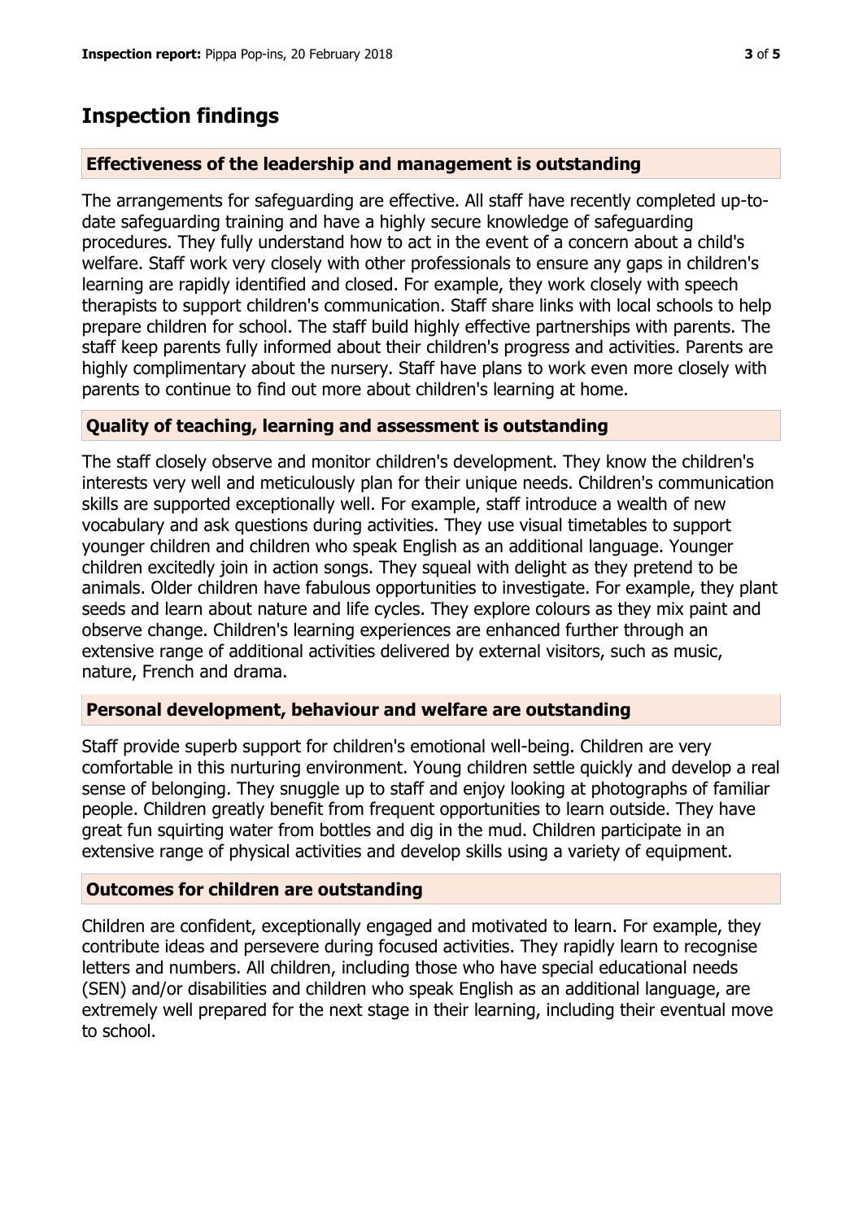## Inspection findings

### Effectiveness of the leadership and management is outstanding

The arrangements for safeguarding are effective. All staff have recently completed up-to-date safeguarding training and have a highly secure knowledge of safeguarding procedures. They fully understand how to act in the event of a concern about a child's welfare. Staff work very closely with other professionals to ensure any gaps in children's learning are rapidly identified and closed. For example, they work closely with speech therapists to support children's communication. Staff share links with local schools to help prepare children for school. The staff build highly effective partnerships with parents. The staff keep parents fully informed about their children's progress and activities. Parents are highly complimentary about the nursery. Staff have plans to work even more closely with parents to continue to find out more about children's learning at home.

### Quality of teaching, learning and assessment is outstanding

The staff closely observe and monitor children's development. They know the children's interests very well and meticulously plan for their unique needs. Children's communication skills are supported exceptionally well. For example, staff introduce a wealth of new vocabulary and ask questions during activities. They use visual timetables to support younger children and children who speak English as an additional language. Younger children excitedly join in action songs. They squeal with delight as they pretend to be animals. Older children have fabulous opportunities to investigate. For example, they plant seeds and learn about nature and life cycles. They explore colours as they mix paint and observe change. Children's learning experiences are enhanced further through an extensive range of additional activities delivered by external visitors, such as music, nature, French and drama.

### Personal development, behaviour and welfare are outstanding

Staff provide superb support for children's emotional well-being. Children are very comfortable in this nurturing environment. Young children settle quickly and develop a real sense of belonging. They snuggle up to staff and enjoy looking at photographs of familiar people. Children greatly benefit from frequent opportunities to learn outside. They have great fun squirting water from bottles and dig in the mud. Children participate in an extensive range of physical activities and develop skills using a variety of equipment.

### Outcomes for children are outstanding

Children are confident, exceptionally engaged and motivated to learn. For example, they contribute ideas and persevere during focused activities. They rapidly learn to recognise letters and numbers. All children, including those who have special educational needs (SEN) and/or disabilities and children who speak English as an additional language, are extremely well prepared for the next stage in their learning, including their eventual move to school.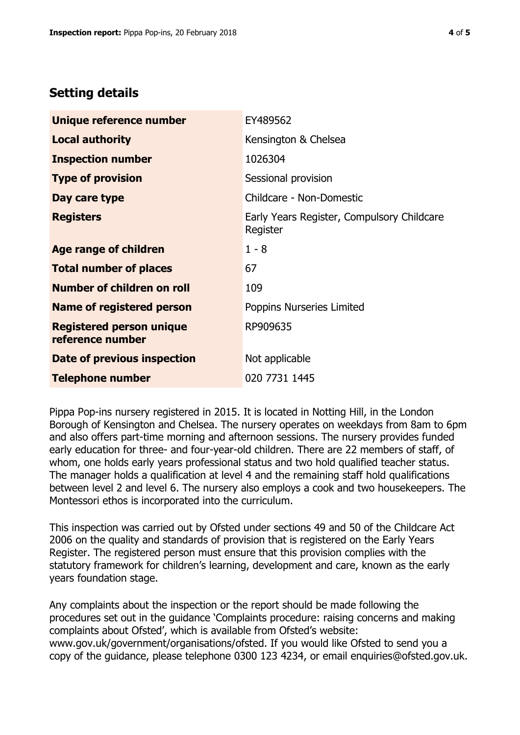## Setting details

| | |
|---|---|
| **Unique reference number** | EY489562 |
| **Local authority** | Kensington & Chelsea |
| **Inspection number** | 1026304 |
| **Type of provision** | Sessional provision |
| **Day care type** | Childcare - Non-Domestic |
| **Registers** | Early Years Register, Compulsory Childcare Register |
| **Age range of children** | 1 - 8 |
| **Total number of places** | 67 |
| **Number of children on roll** | 109 |
| **Name of registered person** | Poppins Nurseries Limited |
| **Registered person unique reference number** | RP909635 |
| **Date of previous inspection** | Not applicable |
| **Telephone number** | 020 7731 1445 |

Pippa Pop-ins nursery registered in 2015. It is located in Notting Hill, in the London Borough of Kensington and Chelsea. The nursery operates on weekdays from 8am to 6pm and also offers part-time morning and afternoon sessions. The nursery provides funded early education for three- and four-year-old children. There are 22 members of staff, of whom, one holds early years professional status and two hold qualified teacher status. The manager holds a qualification at level 4 and the remaining staff hold qualifications between level 2 and level 6. The nursery also employs a cook and two housekeepers. The Montessori ethos is incorporated into the curriculum.

This inspection was carried out by Ofsted under sections 49 and 50 of the Childcare Act 2006 on the quality and standards of provision that is registered on the Early Years Register. The registered person must ensure that this provision complies with the statutory framework for children's learning, development and care, known as the early years foundation stage.

Any complaints about the inspection or the report should be made following the procedures set out in the guidance 'Complaints procedure: raising concerns and making complaints about Ofsted', which is available from Ofsted's website: www.gov.uk/government/organisations/ofsted. If you would like Ofsted to send you a copy of the guidance, please telephone 0300 123 4234, or email enquiries@ofsted.gov.uk.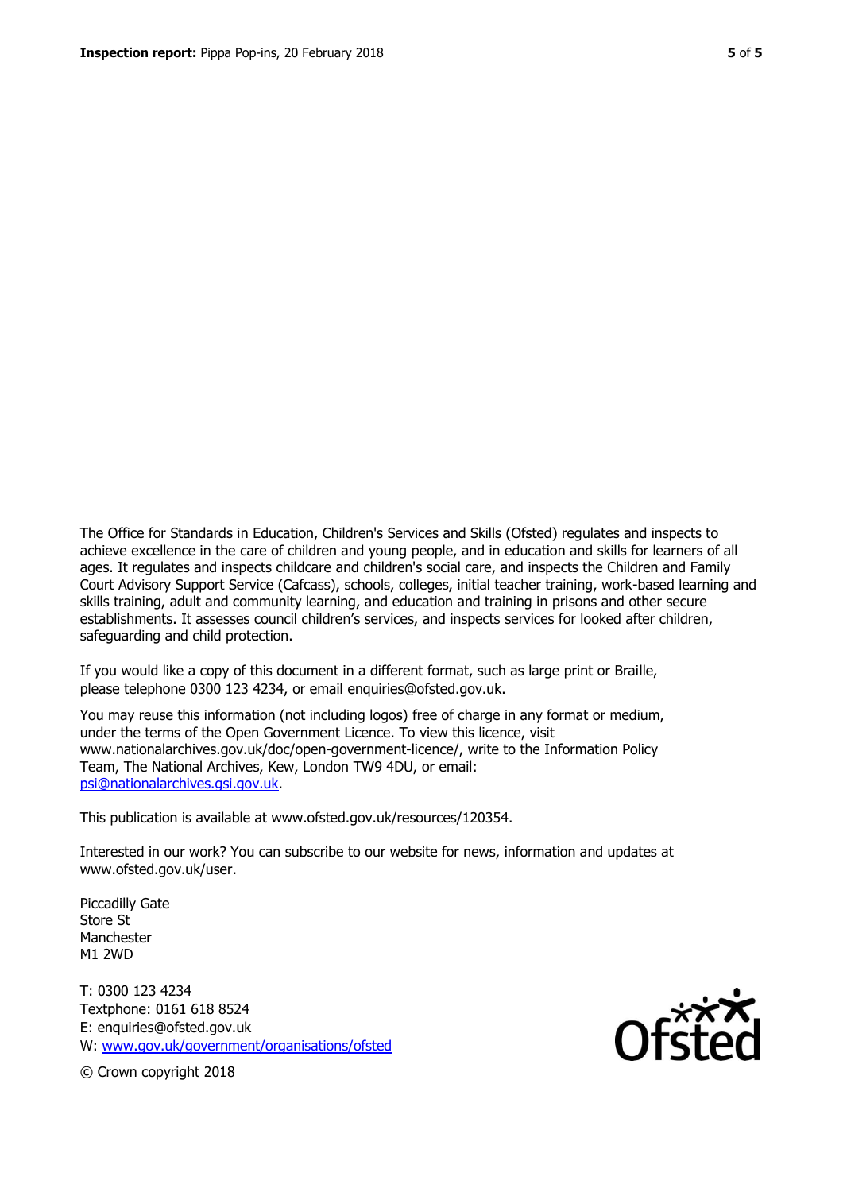The Office for Standards in Education, Children's Services and Skills (Ofsted) regulates and inspects to achieve excellence in the care of children and young people, and in education and skills for learners of all ages. It regulates and inspects childcare and children's social care, and inspects the Children and Family Court Advisory Support Service (Cafcass), schools, colleges, initial teacher training, work-based learning and skills training, adult and community learning, and education and training in prisons and other secure establishments. It assesses council children's services, and inspects services for looked after children, safeguarding and child protection.

If you would like a copy of this document in a different format, such as large print or Braille, please telephone 0300 123 4234, or email enquiries@ofsted.gov.uk.

You may reuse this information (not including logos) free of charge in any format or medium, under the terms of the Open Government Licence. To view this licence, visit www.nationalarchives.gov.uk/doc/open-government-licence/, write to the Information Policy Team, The National Archives, Kew, London TW9 4DU, or email: psi@nationalarchives.gsi.gov.uk.

This publication is available at www.ofsted.gov.uk/resources/120354.

Interested in our work? You can subscribe to our website for news, information and updates at www.ofsted.gov.uk/user.

Piccadilly Gate
Store St
Manchester
M1 2WD

T: 0300 123 4234
Textphone: 0161 618 8524
E: enquiries@ofsted.gov.uk
W: www.gov.uk/government/organisations/ofsted

© Crown copyright 2018